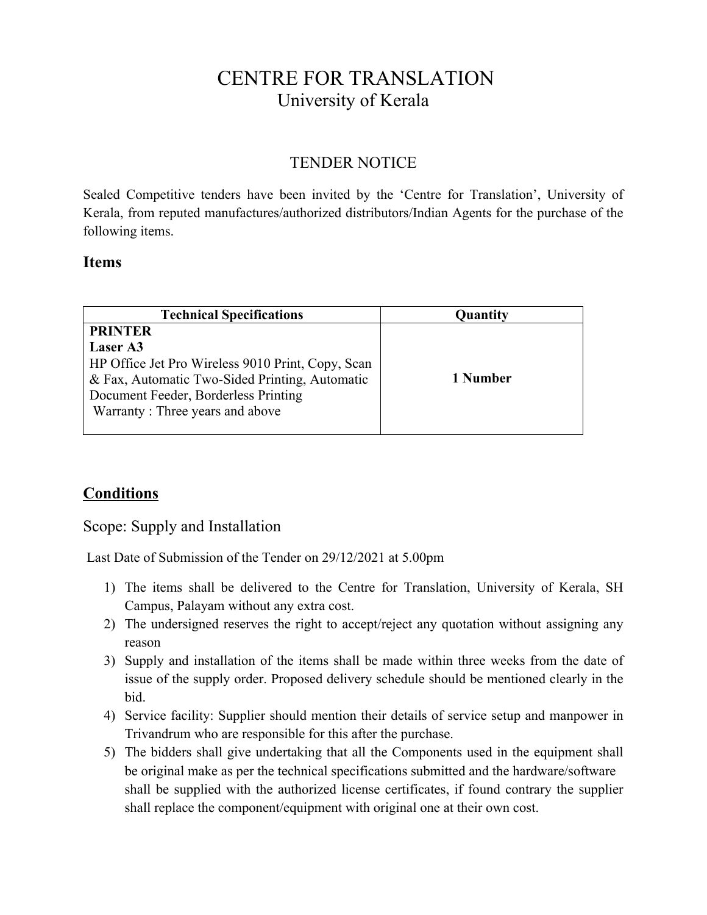# CENTRE FOR TRANSLATION

## University of Kerala

### TENDER NOTICE

Sealed Competitive tenders have been invited by the 'Centre for Translation', University of Kerala, from reputed manufactures/authorized distributors/Indian Agents for the purchase of the following items.

### Items

| Technical Specifications | Quantity |
|---|---|
| **PRINTER**<br>**Laser A3**<br>HP Office Jet Pro Wireless 9010 Print, Copy, Scan & Fax, Automatic Two-Sided Printing, Automatic Document Feeder, Borderless Printing<br>Warranty : Three years and above | **1 Number** |

### <u>Conditions</u>

Scope: Supply and Installation

Last Date of Submission of the Tender on 29/12/2021 at 5.00pm

1) The items shall be delivered to the Centre for Translation, University of Kerala, SH Campus, Palayam without any extra cost.
2) The undersigned reserves the right to accept/reject any quotation without assigning any reason
3) Supply and installation of the items shall be made within three weeks from the date of issue of the supply order. Proposed delivery schedule should be mentioned clearly in the bid.
4) Service facility: Supplier should mention their details of service setup and manpower in Trivandrum who are responsible for this after the purchase.
5) The bidders shall give undertaking that all the Components used in the equipment shall be original make as per the technical specifications submitted and the hardware/software shall be supplied with the authorized license certificates, if found contrary the supplier shall replace the component/equipment with original one at their own cost.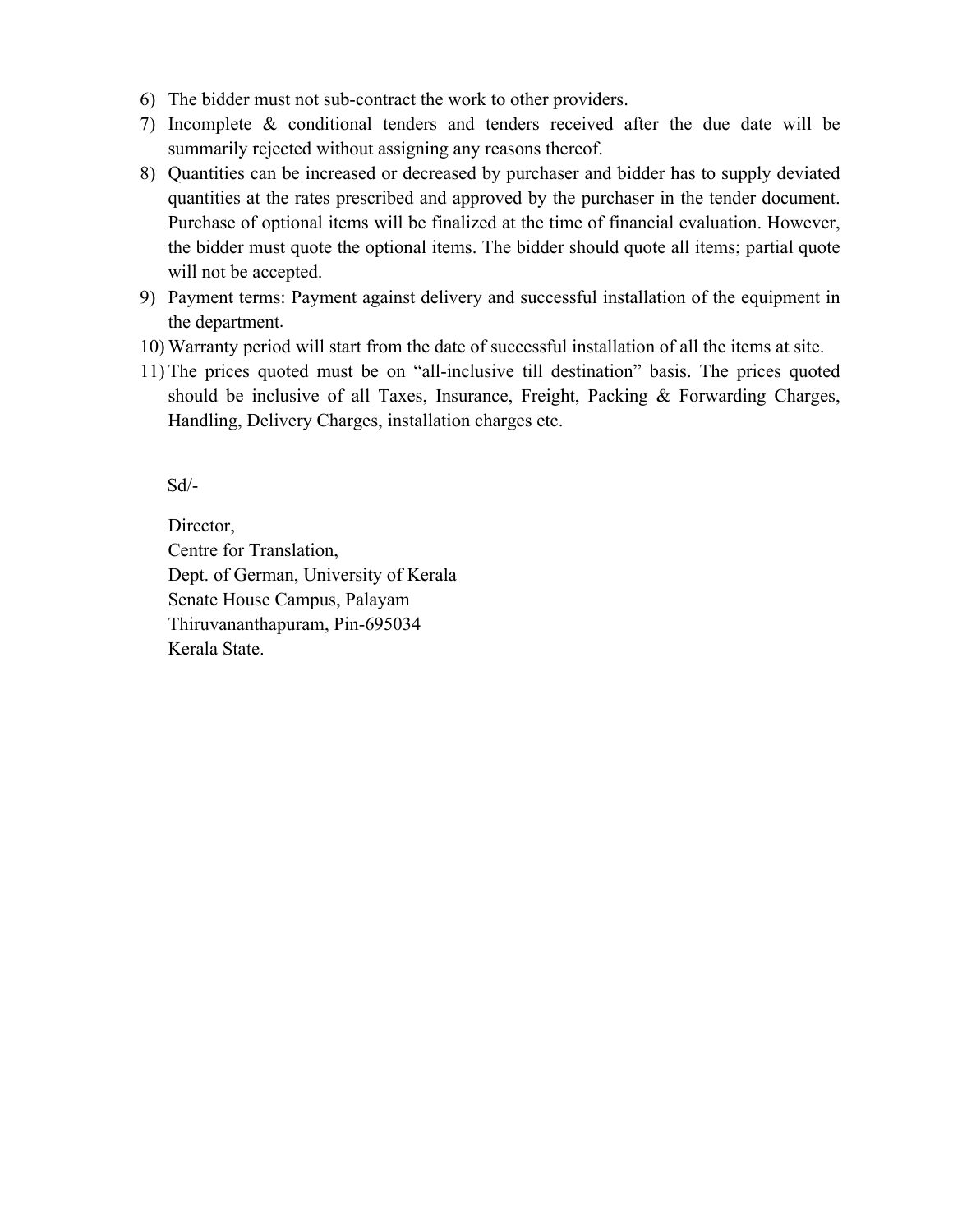6) The bidder must not sub-contract the work to other providers.
7) Incomplete & conditional tenders and tenders received after the due date will be summarily rejected without assigning any reasons thereof.
8) Quantities can be increased or decreased by purchaser and bidder has to supply deviated quantities at the rates prescribed and approved by the purchaser in the tender document. Purchase of optional items will be finalized at the time of financial evaluation. However, the bidder must quote the optional items. The bidder should quote all items; partial quote will not be accepted.
9) Payment terms: Payment against delivery and successful installation of the equipment in the department.
10) Warranty period will start from the date of successful installation of all the items at site.
11) The prices quoted must be on "all-inclusive till destination" basis. The prices quoted should be inclusive of all Taxes, Insurance, Freight, Packing & Forwarding Charges, Handling, Delivery Charges, installation charges etc.

Sd/-

Director,
Centre for Translation,
Dept. of German, University of Kerala
Senate House Campus, Palayam
Thiruvananthapuram, Pin-695034
Kerala State.